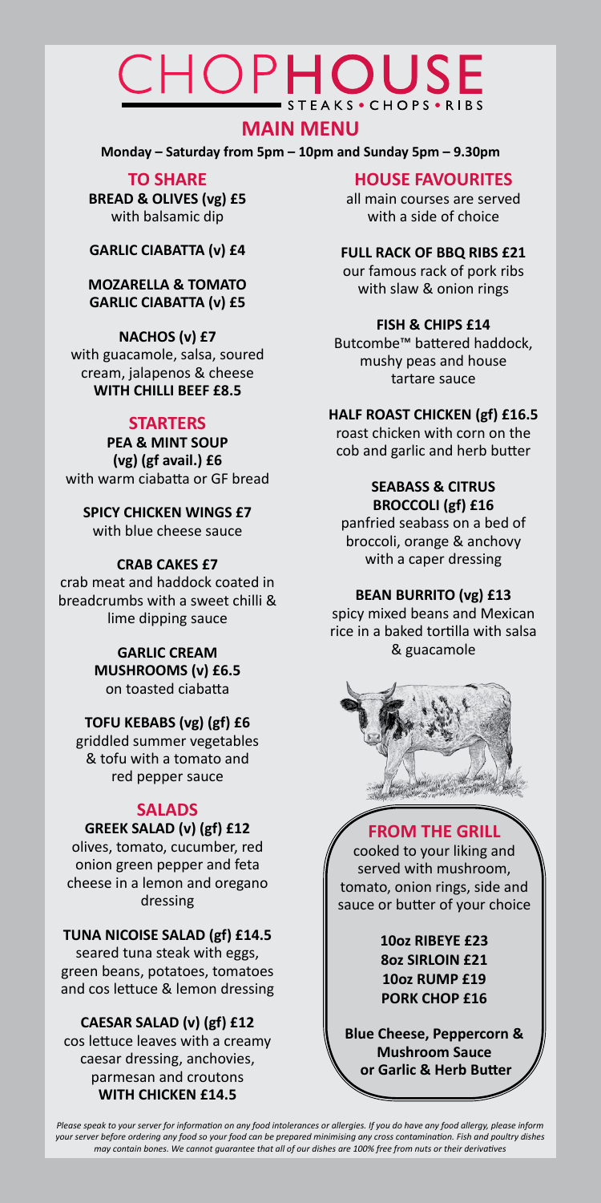# CHOPHOUSE

STEAKS • CHOPS • RIBS

## MAIN MENU

**Monday – Saturday from 5pm – 10pm and Sunday 5pm – 9.30pm**

### TO SHARE

**BREAD & OLIVES (vg) £5**
with balsamic dip

**GARLIC CIABATTA (v) £4**

**MOZARELLA & TOMATO GARLIC CIABATTA (v) £5**

**NACHOS (v) £7**
with guacamole, salsa, soured cream, jalapenos & cheese
**WITH CHILLI BEEF £8.5**

### STARTERS

**PEA & MINT SOUP (vg) (gf avail.) £6**
with warm ciabatta or GF bread

**SPICY CHICKEN WINGS £7**
with blue cheese sauce

**CRAB CAKES £7**
crab meat and haddock coated in breadcrumbs with a sweet chilli & lime dipping sauce

**GARLIC CREAM MUSHROOMS (v) £6.5**
on toasted ciabatta

**TOFU KEBABS (vg) (gf) £6**
griddled summer vegetables & tofu with a tomato and red pepper sauce

### SALADS

**GREEK SALAD (v) (gf) £12**
olives, tomato, cucumber, red onion green pepper and feta cheese in a lemon and oregano dressing

**TUNA NICOISE SALAD (gf) £14.5**
seared tuna steak with eggs, green beans, potatoes, tomatoes and cos lettuce & lemon dressing

**CAESAR SALAD (v) (gf) £12**
cos lettuce leaves with a creamy caesar dressing, anchovies, parmesan and croutons
**WITH CHICKEN £14.5**

### HOUSE FAVOURITES

all main courses are served with a side of choice

**FULL RACK OF BBQ RIBS £21**
our famous rack of pork ribs with slaw & onion rings

**FISH & CHIPS £14**
Butcombe™ battered haddock, mushy peas and house tartare sauce

**HALF ROAST CHICKEN (gf) £16.5**
roast chicken with corn on the cob and garlic and herb butter

**SEABASS & CITRUS BROCCOLI (gf) £16**
panfried seabass on a bed of broccoli, orange & anchovy with a caper dressing

**BEAN BURRITO (vg) £13**
spicy mixed beans and Mexican rice in a baked tortilla with salsa & guacamole

### FROM THE GRILL

cooked to your liking and served with mushroom, tomato, onion rings, side and sauce or butter of your choice

**10oz RIBEYE £23**
**8oz SIRLOIN £21**
**10oz RUMP £19**
**PORK CHOP £16**

**Blue Cheese, Peppercorn & Mushroom Sauce or Garlic & Herb Butter**

*Please speak to your server for information on any food intolerances or allergies. If you do have any food allergy, please inform your server before ordering any food so your food can be prepared minimising any cross contamination. Fish and poultry dishes may contain bones. We cannot guarantee that all of our dishes are 100% free from nuts or their derivatives*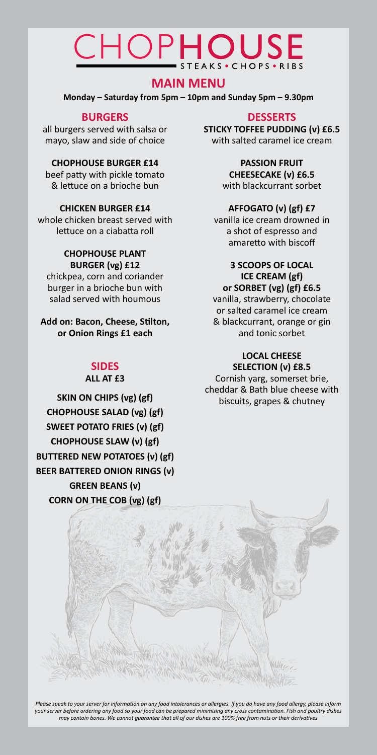# CHOPHOUSE

STEAKS • CHOPS • RIBS

## MAIN MENU

**Monday – Saturday from 5pm – 10pm and Sunday 5pm – 9.30pm**

### BURGERS

all burgers served with salsa or mayo, slaw and side of choice

**CHOPHOUSE BURGER £14**
beef patty with pickle tomato & lettuce on a brioche bun

**CHICKEN BURGER £14**
whole chicken breast served with lettuce on a ciabatta roll

**CHOPHOUSE PLANT BURGER (vg) £12**
chickpea, corn and coriander burger in a brioche bun with salad served with houmous

**Add on: Bacon, Cheese, Stilton, or Onion Rings £1 each**

### SIDES

**ALL AT £3**

**SKIN ON CHIPS (vg) (gf)**
**CHOPHOUSE SALAD (vg) (gf)**
**SWEET POTATO FRIES (v) (gf)**
**CHOPHOUSE SLAW (v) (gf)**
**BUTTERED NEW POTATOES (v) (gf)**
**BEER BATTERED ONION RINGS (v)**
**GREEN BEANS (v)**
**CORN ON THE COB (vg) (gf)**

### DESSERTS

**STICKY TOFFEE PUDDING (v) £6.5**
with salted caramel ice cream

**PASSION FRUIT CHEESECAKE (v) £6.5**
with blackcurrant sorbet

**AFFOGATO (v) (gf) £7**
vanilla ice cream drowned in a shot of espresso and amaretto with biscoff

**3 SCOOPS OF LOCAL ICE CREAM (gf) or SORBET (vg) (gf) £6.5**
vanilla, strawberry, chocolate or salted caramel ice cream & blackcurrant, orange or gin and tonic sorbet

**LOCAL CHEESE SELECTION (v) £8.5**
Cornish yarg, somerset brie, cheddar & Bath blue cheese with biscuits, grapes & chutney

*Please speak to your server for information on any food intolerances or allergies. If you do have any food allergy, please inform your server before ordering any food so your food can be prepared minimising any cross contamination. Fish and poultry dishes may contain bones. We cannot guarantee that all of our dishes are 100% free from nuts or their derivatives*